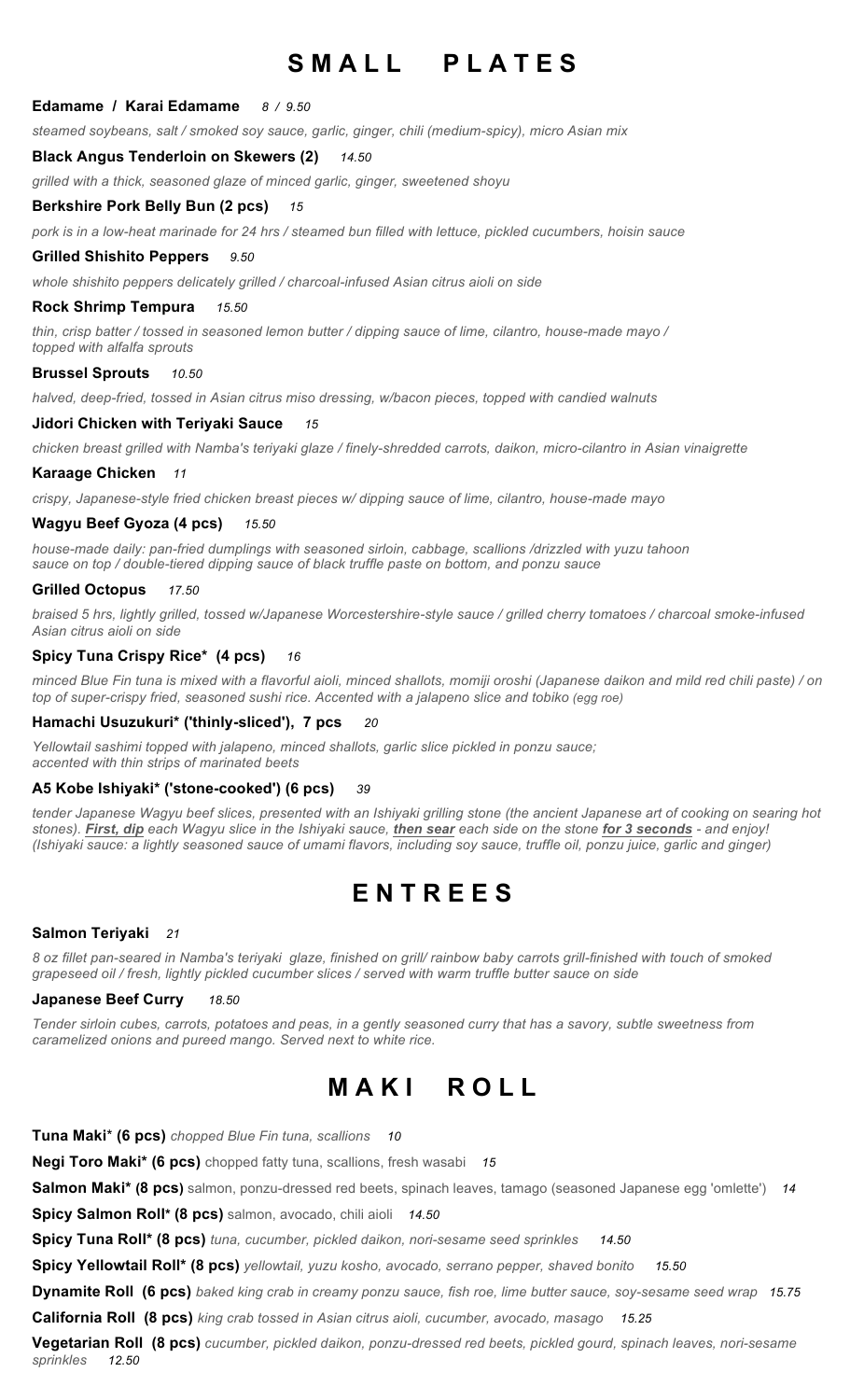# SMALL PLATES

**Edamame / Karai Edamame** *8 / 9.50*

*steamed soybeans, salt / smoked soy sauce, garlic, ginger, chili (medium-spicy), micro Asian mix*

**Black Angus Tenderloin on Skewers (2)** *14.50*

*grilled with a thick, seasoned glaze of minced garlic, ginger, sweetened shoyu*

**Berkshire Pork Belly Bun (2 pcs)** *15*

*pork is in a low-heat marinade for 24 hrs / steamed bun filled with lettuce, pickled cucumbers, hoisin sauce*

**Grilled Shishito Peppers** *9.50*

*whole shishito peppers delicately grilled / charcoal-infused Asian citrus aioli on side*

**Rock Shrimp Tempura** *15.50*

*thin, crisp batter / tossed in seasoned lemon butter / dipping sauce of lime, cilantro, house-made mayo / topped with alfalfa sprouts*

**Brussel Sprouts** *10.50*

*halved, deep-fried, tossed in Asian citrus miso dressing, w/bacon pieces, topped with candied walnuts*

**Jidori Chicken with Teriyaki Sauce** *15*

*chicken breast grilled with Namba's teriyaki glaze / finely-shredded carrots, daikon, micro-cilantro in Asian vinaigrette*

**Karaage Chicken** *11*

*crispy, Japanese-style fried chicken breast pieces w/ dipping sauce of lime, cilantro, house-made mayo*

**Wagyu Beef Gyoza (4 pcs)** *15.50*

*house-made daily: pan-fried dumplings with seasoned sirloin, cabbage, scallions /drizzled with yuzu tahoon sauce on top / double-tiered dipping sauce of black truffle paste on bottom, and ponzu sauce*

**Grilled Octopus** *17.50*

*braised 5 hrs, lightly grilled, tossed w/Japanese Worcestershire-style sauce / grilled cherry tomatoes / charcoal smoke-infused Asian citrus aioli on side*

**Spicy Tuna Crispy Rice\* (4 pcs)** *16*

*minced Blue Fin tuna is mixed with a flavorful aioli, minced shallots, momiji oroshi (Japanese daikon and mild red chili paste) / on top of super-crispy fried, seasoned sushi rice. Accented with a jalapeno slice and tobiko (egg roe)*

**Hamachi Usuzukuri\* ('thinly-sliced'), 7 pcs** *20*

*Yellowtail sashimi topped with jalapeno, minced shallots, garlic slice pickled in ponzu sauce; accented with thin strips of marinated beets*

**A5 Kobe Ishiyaki\* ('stone-cooked') (6 pcs)** *39*

*tender Japanese Wagyu beef slices, presented with an Ishiyaki grilling stone (the ancient Japanese art of cooking on searing hot stones). **First, dip** each Wagyu slice in the Ishiyaki sauce, **then sear** each side on the stone **for 3 seconds** - and enjoy! (Ishiyaki sauce: a lightly seasoned sauce of umami flavors, including soy sauce, truffle oil, ponzu juice, garlic and ginger)*

# ENTREES

**Salmon Teriyaki** *21*

*8 oz fillet pan-seared in Namba's teriyaki glaze, finished on grill/ rainbow baby carrots grill-finished with touch of smoked grapeseed oil / fresh, lightly pickled cucumber slices / served with warm truffle butter sauce on side*

**Japanese Beef Curry** *18.50*

*Tender sirloin cubes, carrots, potatoes and peas, in a gently seasoned curry that has a savory, subtle sweetness from caramelized onions and pureed mango. Served next to white rice.*

# MAKI ROLL

**Tuna Maki\* (6 pcs)** *chopped Blue Fin tuna, scallions* *10*

**Negi Toro Maki\* (6 pcs)** chopped fatty tuna, scallions, fresh wasabi *15*

**Salmon Maki\* (8 pcs)** salmon, ponzu-dressed red beets, spinach leaves, tamago (seasoned Japanese egg 'omlette') *14*

**Spicy Salmon Roll\* (8 pcs)** salmon, avocado, chili aioli *14.50*

**Spicy Tuna Roll\* (8 pcs)** *tuna, cucumber, pickled daikon, nori-sesame seed sprinkles* *14.50*

**Spicy Yellowtail Roll\* (8 pcs)** *yellowtail, yuzu kosho, avocado, serrano pepper, shaved bonito* *15.50*

**Dynamite Roll (6 pcs)** *baked king crab in creamy ponzu sauce, fish roe, lime butter sauce, soy-sesame seed wrap* *15.75*

**California Roll (8 pcs)** *king crab tossed in Asian citrus aioli, cucumber, avocado, masago* *15.25*

**Vegetarian Roll (8 pcs)** *cucumber, pickled daikon, ponzu-dressed red beets, pickled gourd, spinach leaves, nori-sesame sprinkles* *12.50*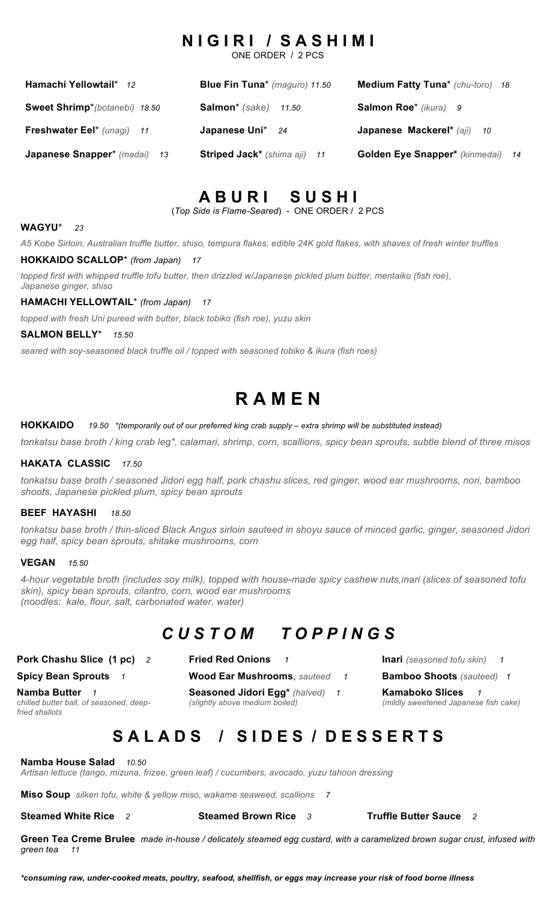# N I G I R I / S A S H I M I

ONE ORDER / 2 PCS

**Hamachi Yellowtail*** *12*

**Sweet Shrimp***(botanebi) 18.50*

**Freshwater Eel*** *(unagi) 11*

**Japanese Snapper*** *(madai) 13*

**Blue Fin Tuna*** *(maguro) 11.50*

**Salmon*** *(sake) 11.50*

**Japanese Uni*** *24*

**Striped Jack*** *(shima aji) 11*

**Medium Fatty Tuna*** *(chu-toro) 18*

**Salmon Roe*** *(ikura) 9*

**Japanese Mackerel*** *(aji) 10*

**Golden Eye Snapper*** *(kinmedai) 14*

# A B U R I S U S H I

(*Top Side is Flame-Seared*) - ONE ORDER / 2 PCS

**WAGYU*** *23*

*A5 Kobe Sirloin, Australian truffle butter, shiso, tempura flakes, edible 24K gold flakes, with shaves of fresh winter truffles*

**HOKKAIDO SCALLOP*** *(from Japan) 17*

*topped first with whipped truffle tofu butter, then drizzled w/Japanese pickled plum butter, mentaiko (fish roe), Japanese ginger, shiso*

**HAMACHI YELLOWTAIL*** *(from Japan) 17*

*topped with fresh Uni pureed with butter, black tobiko (fish roe), yuzu skin*

**SALMON BELLY*** *15.50*

*seared with soy-seasoned black truffle oil / topped with seasoned tobiko & ikura (fish roes)*

# R A M E N

**HOKKAIDO** *19.50 *(temporarily out of our preferred king crab supply – extra shrimp will be substituted instead)*

*tonkatsu base broth / king crab leg*, calamari, shrimp, corn, scallions, spicy bean sprouts, subtle blend of three misos*

**HAKATA CLASSIC** *17.50*

*tonkatsu base broth / seasoned Jidori egg half, pork chashu slices, red ginger, wood ear mushrooms, nori, bamboo shoots, Japanese pickled plum, spicy bean sprouts*

**BEEF HAYASHI** *18.50*

*tonkatsu base broth / thin-sliced Black Angus sirloin sauteed in shoyu sauce of minced garlic, ginger, seasoned Jidori egg half, spicy bean sprouts, shitake mushrooms, corn*

**VEGAN** *15.50*

*4-hour vegetable broth (includes soy milk), topped with house-made spicy cashew nuts,inari (slices of seasoned tofu skin), spicy bean sprouts, cilantro, corn, wood ear mushrooms*
*(noodles: kale, flour, salt, carbonated water, water)*

# *C U S T O M T O P P I N G S*

**Pork Chashu Slice (1 pc)** *2*

**Spicy Bean Sprouts** *1*

**Namba Butter** *1*
*chilled butter ball, of seasoned, deep-fried shallots*

**Fried Red Onions** *1*

**Wood Ear Mushrooms**, *sauteed 1*

**Seasoned Jidori Egg*** *(halved) 1*
*(slightly above medium boiled)*

**Inari** *(seasoned tofu skin) 1*

**Bamboo Shoots** *(sauteed) 1*

**Kamaboko Slices** *1*
*(mildly sweetened Japanese fish cake)*

# S A L A D S / S I D E S / D E S S E R T S

**Namba House Salad** *10.50*
*Artisan lettuce (tango, mizuna, frizee, green leaf) / cucumbers, avocado, yuzu tahoon dressing*

**Miso Soup** *silken tofu, white & yellow miso, wakame seaweed, scallions 7*

**Steamed White Rice** *2*

**Steamed Brown Rice** *3*

**Truffle Butter Sauce** *2*

**Green Tea Creme Brulee** *made in-house / delicately steamed egg custard, with a caramelized brown sugar crust, infused with green tea 11*

***consuming raw, under-cooked meats, poultry, seafood, shellfish, or eggs may increase your risk of food borne illness***